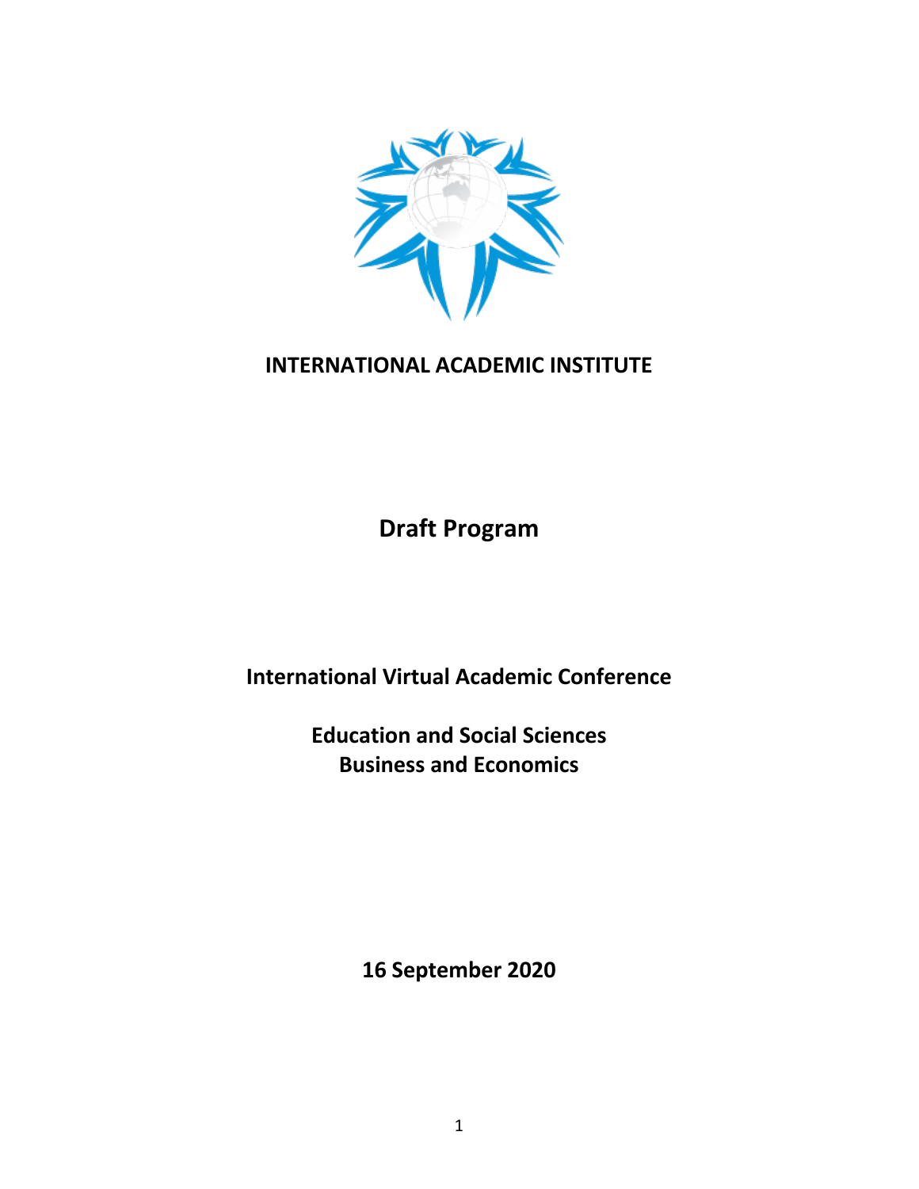**INTERNATIONAL ACADEMIC INSTITUTE**

# Draft Program

## International Virtual Academic Conference

## Education and Social Sciences
## Business and Economics

**16 September 2020**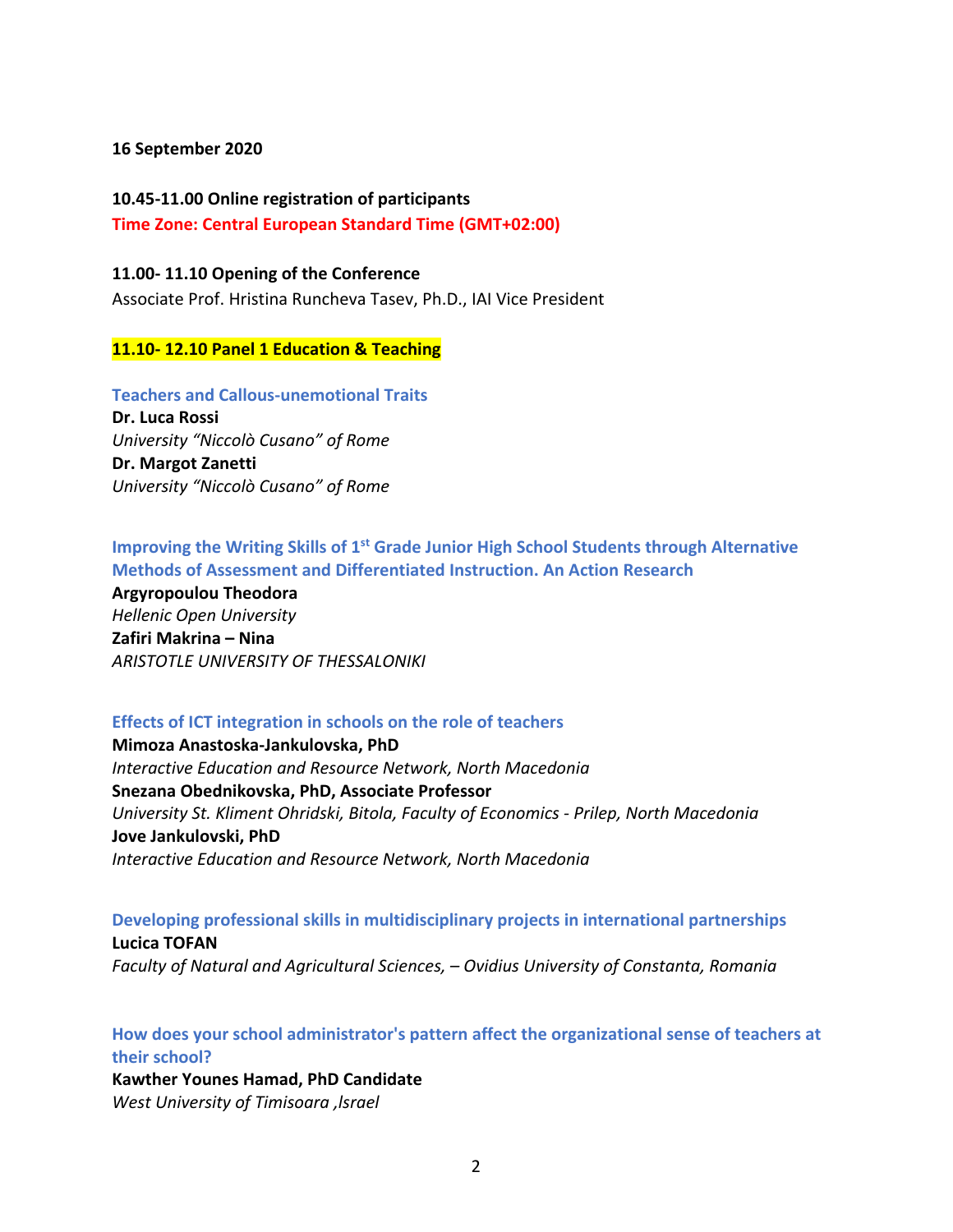**16 September 2020**

**10.45-11.00 Online registration of participants**

**Time Zone: Central European Standard Time (GMT+02:00)**

**11.00- 11.10 Opening of the Conference**

Associate Prof. Hristina Runcheva Tasev, Ph.D., IAI Vice President

**11.10- 12.10 Panel 1 Education & Teaching**

**Teachers and Callous-unemotional Traits**

**Dr. Luca Rossi**
*University "Niccolò Cusano" of Rome*
**Dr. Margot Zanetti**
*University "Niccolò Cusano" of Rome*

**Improving the Writing Skills of 1st Grade Junior High School Students through Alternative Methods of Assessment and Differentiated Instruction. An Action Research**

**Argyropoulou Theodora**
*Hellenic Open University*
**Zafiri Makrina – Nina**
*ARISTOTLE UNIVERSITY OF THESSALONIKI*

**Effects of ICT integration in schools on the role of teachers**

**Mimoza Anastoska-Jankulovska, PhD**
*Interactive Education and Resource Network, North Macedonia*
**Snezana Obednikovska, PhD, Associate Professor**
*University St. Kliment Ohridski, Bitola, Faculty of Economics - Prilep, North Macedonia*
**Jove Jankulovski, PhD**
*Interactive Education and Resource Network, North Macedonia*

**Developing professional skills in multidisciplinary projects in international partnerships**

**Lucica TOFAN**
*Faculty of Natural and Agricultural Sciences, – Ovidius University of Constanta, Romania*

**How does your school administrator's pattern affect the organizational sense of teachers at their school?**

**Kawther Younes Hamad, PhD Candidate**
*West University of Timisoara ,Israel*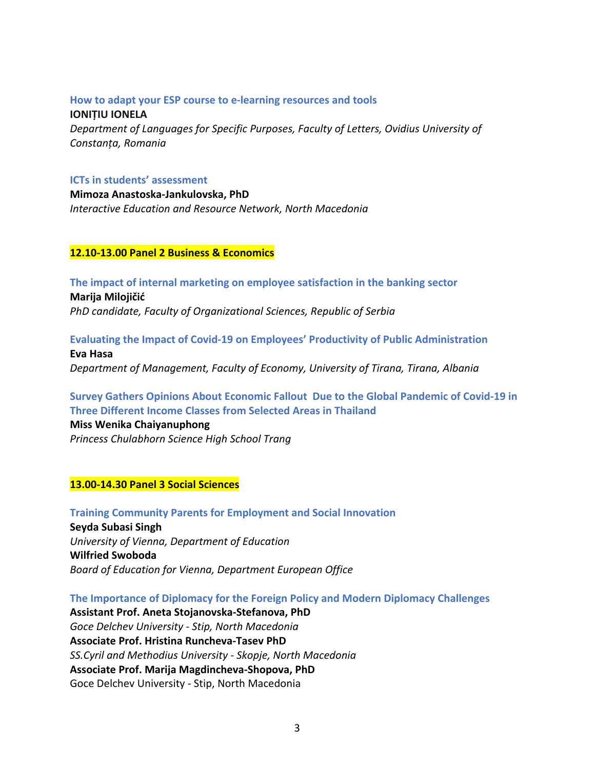**How to adapt your ESP course to e-learning resources and tools**

**IONIȚIU IONELA**

*Department of Languages for Specific Purposes, Faculty of Letters, Ovidius University of Constanța, Romania*

**ICTs in students' assessment**

**Mimoza Anastoska-Jankulovska, PhD**

*Interactive Education and Resource Network, North Macedonia*

## 12.10-13.00 Panel 2 Business & Economics

**The impact of internal marketing on employee satisfaction in the banking sector**

**Marija Milojičić**

*PhD candidate, Faculty of Organizational Sciences, Republic of Serbia*

**Evaluating the Impact of Covid-19 on Employees' Productivity of Public Administration**

**Eva Hasa**

*Department of Management, Faculty of Economy, University of Tirana, Tirana, Albania*

**Survey Gathers Opinions About Economic Fallout Due to the Global Pandemic of Covid-19 in Three Different Income Classes from Selected Areas in Thailand**

**Miss Wenika Chaiyanuphong**

*Princess Chulabhorn Science High School Trang*

## 13.00-14.30 Panel 3 Social Sciences

**Training Community Parents for Employment and Social Innovation**

**Seyda Subasi Singh**

*University of Vienna, Department of Education*

**Wilfried Swoboda**

*Board of Education for Vienna, Department European Office*

**The Importance of Diplomacy for the Foreign Policy and Modern Diplomacy Challenges**

**Assistant Prof. Aneta Stojanovska-Stefanova, PhD**

*Goce Delchev University - Stip, North Macedonia*

**Associate Prof. Hristina Runcheva-Tasev PhD**

*SS.Cyril and Methodius University - Skopje, North Macedonia*

**Associate Prof. Marija Magdincheva-Shopova, PhD**

Goce Delchev University - Stip, North Macedonia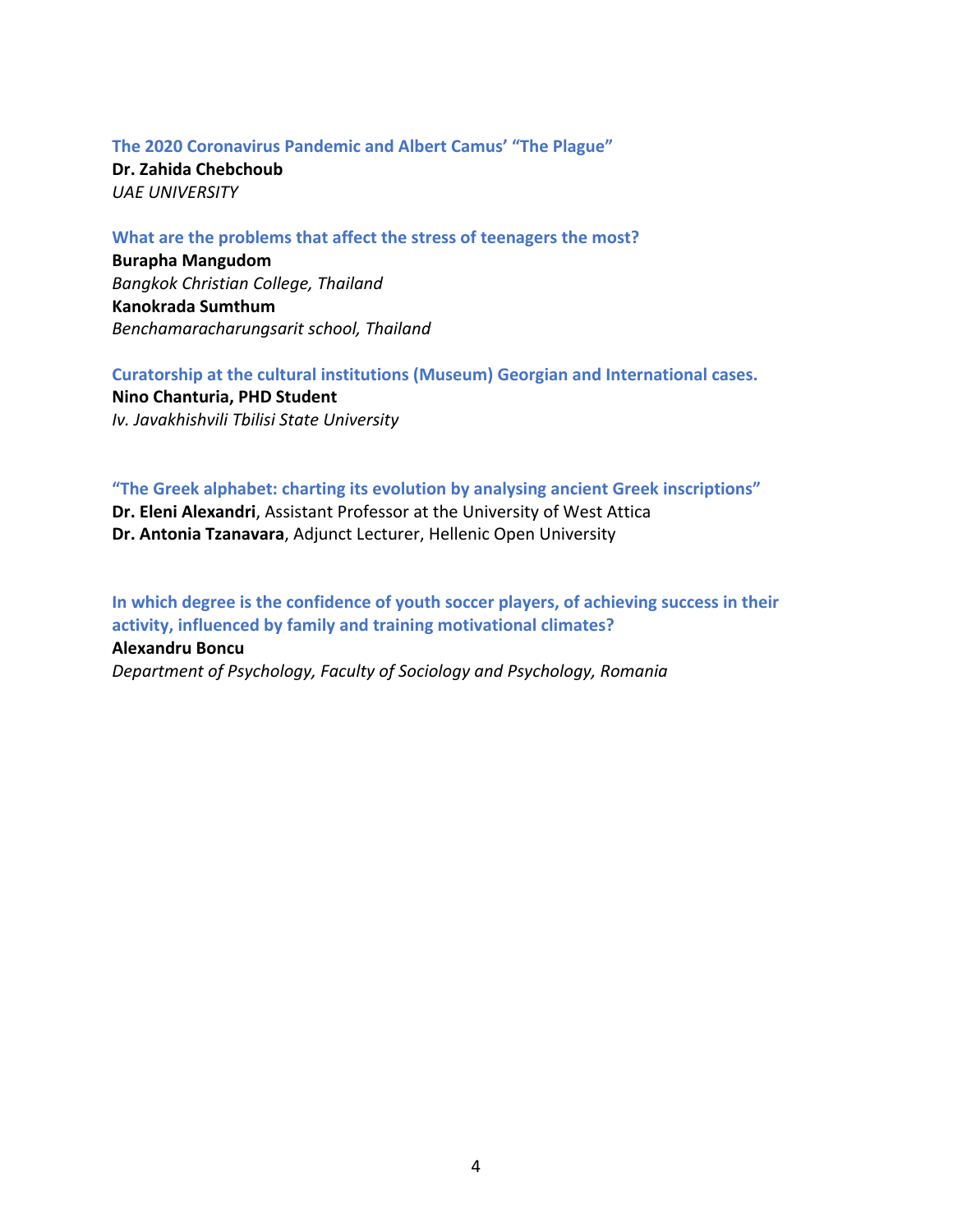### The 2020 Coronavirus Pandemic and Albert Camus' "The Plague"

**Dr. Zahida Chebchoub**
*UAE UNIVERSITY*

### What are the problems that affect the stress of teenagers the most?

**Burapha Mangudom**
*Bangkok Christian College, Thailand*
**Kanokrada Sumthum**
*Benchamaracharungsarit school, Thailand*

### Curatorship at the cultural institutions (Museum) Georgian and International cases.

**Nino Chanturia, PHD Student**
*Iv. Javakhishvili Tbilisi State University*

### "The Greek alphabet: charting its evolution by analysing ancient Greek inscriptions"

**Dr. Eleni Alexandri**, Assistant Professor at the University of West Attica
**Dr. Antonia Tzanavara**, Adjunct Lecturer, Hellenic Open University

### In which degree is the confidence of youth soccer players, of achieving success in their activity, influenced by family and training motivational climates?

**Alexandru Boncu**
*Department of Psychology, Faculty of Sociology and Psychology, Romania*